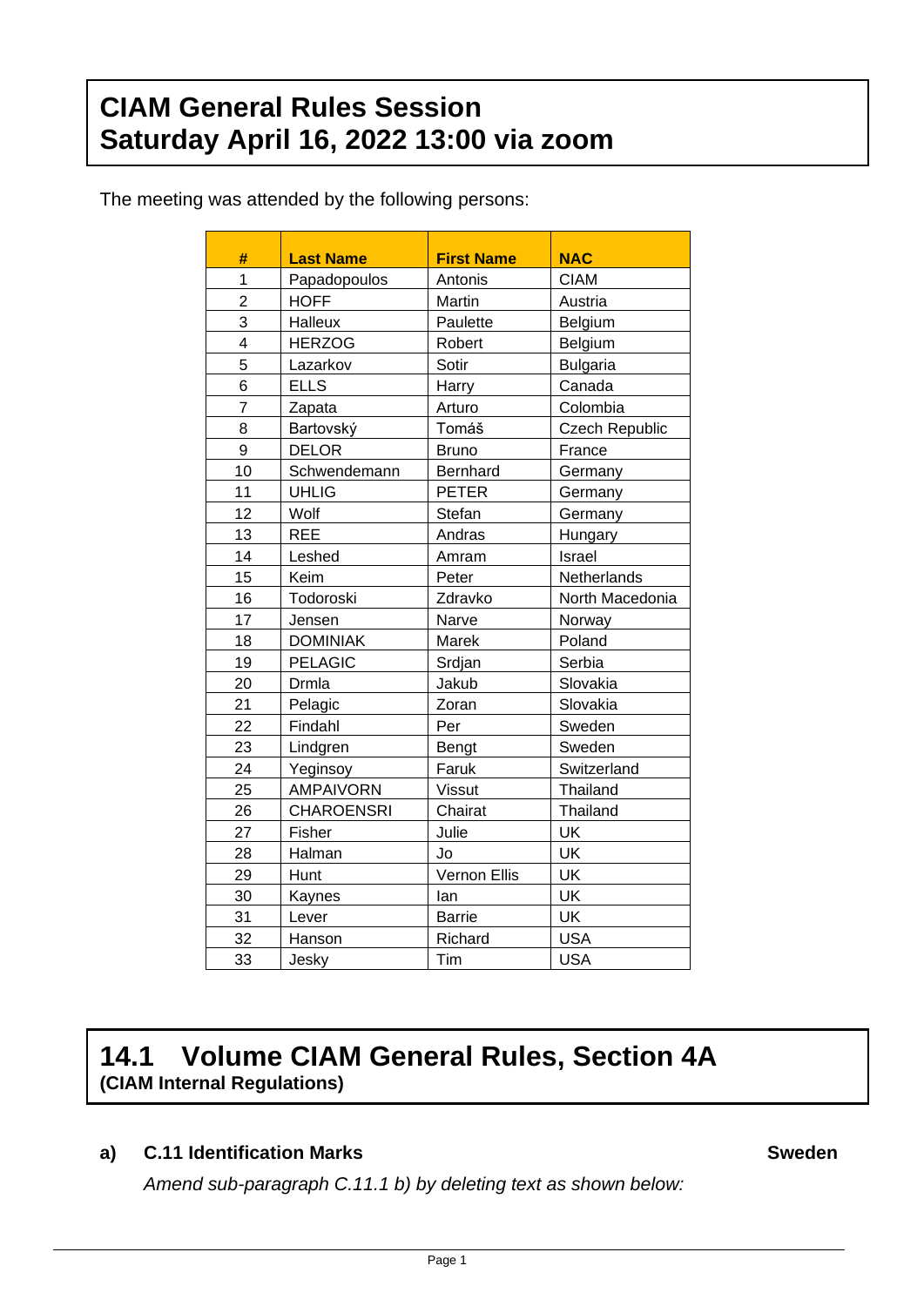# CIAM General Rules Session
# Saturday April 16, 2022 13:00 via zoom

The meeting was attended by the following persons:

| # | Last Name | First Name | NAC |
|---|---|---|---|
| 1 | Papadopoulos | Antonis | CIAM |
| 2 | HOFF | Martin | Austria |
| 3 | Halleux | Paulette | Belgium |
| 4 | HERZOG | Robert | Belgium |
| 5 | Lazarkov | Sotir | Bulgaria |
| 6 | ELLS | Harry | Canada |
| 7 | Zapata | Arturo | Colombia |
| 8 | Bartovský | Tomáš | Czech Republic |
| 9 | DELOR | Bruno | France |
| 10 | Schwendemann | Bernhard | Germany |
| 11 | UHLIG | PETER | Germany |
| 12 | Wolf | Stefan | Germany |
| 13 | REE | Andras | Hungary |
| 14 | Leshed | Amram | Israel |
| 15 | Keim | Peter | Netherlands |
| 16 | Todoroski | Zdravko | North Macedonia |
| 17 | Jensen | Narve | Norway |
| 18 | DOMINIAK | Marek | Poland |
| 19 | PELAGIC | Srdjan | Serbia |
| 20 | Drmla | Jakub | Slovakia |
| 21 | Pelagic | Zoran | Slovakia |
| 22 | Findahl | Per | Sweden |
| 23 | Lindgren | Bengt | Sweden |
| 24 | Yeginsoy | Faruk | Switzerland |
| 25 | AMPAIVORN | Vissut | Thailand |
| 26 | CHAROENSRI | Chairat | Thailand |
| 27 | Fisher | Julie | UK |
| 28 | Halman | Jo | UK |
| 29 | Hunt | Vernon Ellis | UK |
| 30 | Kaynes | Ian | UK |
| 31 | Lever | Barrie | UK |
| 32 | Hanson | Richard | USA |
| 33 | Jesky | Tim | USA |

## 14.1 Volume CIAM General Rules, Section 4A
**(CIAM Internal Regulations)**

### a) C.11 Identification Marks — Sweden

*Amend sub-paragraph C.11.1 b) by deleting text as shown below:*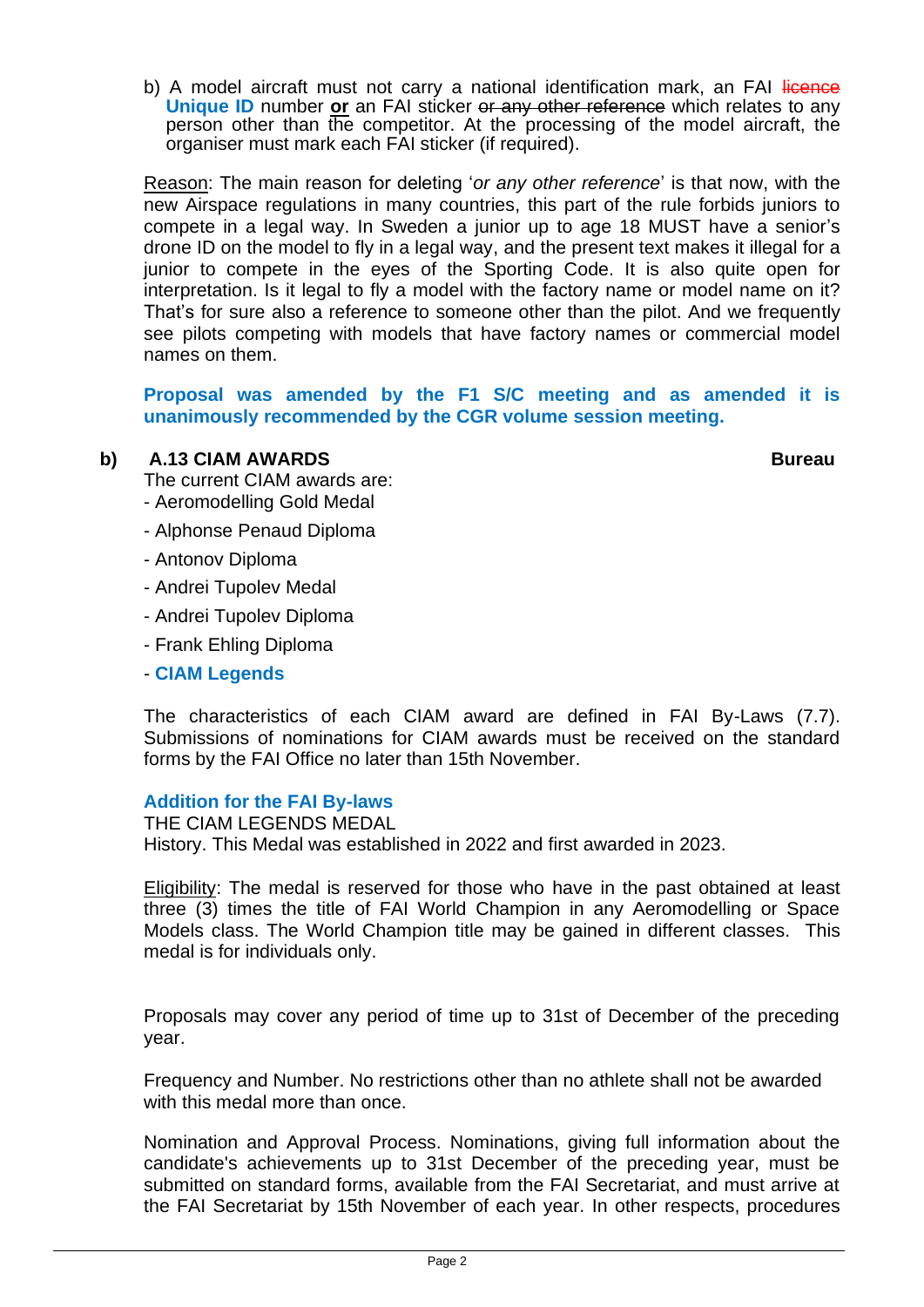b) A model aircraft must not carry a national identification mark, an FAI ~~licence~~ **Unique ID** number **or** an FAI sticker ~~or any other reference~~ which relates to any person other than the competitor. At the processing of the model aircraft, the organiser must mark each FAI sticker (if required).

Reason: The main reason for deleting '*or any other reference*' is that now, with the new Airspace regulations in many countries, this part of the rule forbids juniors to compete in a legal way. In Sweden a junior up to age 18 MUST have a senior's drone ID on the model to fly in a legal way, and the present text makes it illegal for a junior to compete in the eyes of the Sporting Code. It is also quite open for interpretation. Is it legal to fly a model with the factory name or model name on it? That's for sure also a reference to someone other than the pilot. And we frequently see pilots competing with models that have factory names or commercial model names on them.

**Proposal was amended by the F1 S/C meeting and as amended it is unanimously recommended by the CGR volume session meeting.**

**b) A.13 CIAM AWARDS** **Bureau**

The current CIAM awards are:

- Aeromodelling Gold Medal
- Alphonse Penaud Diploma
- Antonov Diploma
- Andrei Tupolev Medal
- Andrei Tupolev Diploma
- Frank Ehling Diploma
- **CIAM Legends**

The characteristics of each CIAM award are defined in FAI By-Laws (7.7). Submissions of nominations for CIAM awards must be received on the standard forms by the FAI Office no later than 15th November.

**Addition for the FAI By-laws**

THE CIAM LEGENDS MEDAL

History. This Medal was established in 2022 and first awarded in 2023.

Eligibility: The medal is reserved for those who have in the past obtained at least three (3) times the title of FAI World Champion in any Aeromodelling or Space Models class. The World Champion title may be gained in different classes. This medal is for individuals only.

Proposals may cover any period of time up to 31st of December of the preceding year.

Frequency and Number. No restrictions other than no athlete shall not be awarded with this medal more than once.

Nomination and Approval Process. Nominations, giving full information about the candidate's achievements up to 31st December of the preceding year, must be submitted on standard forms, available from the FAI Secretariat, and must arrive at the FAI Secretariat by 15th November of each year. In other respects, procedures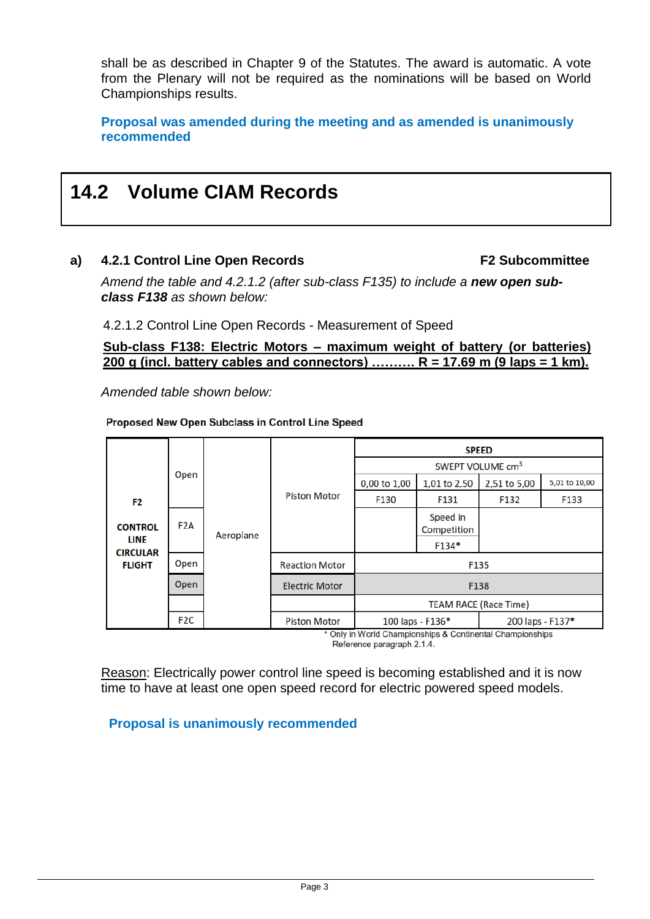shall be as described in Chapter 9 of the Statutes. The award is automatic. A vote from the Plenary will not be required as the nominations will be based on World Championships results.

**Proposal was amended during the meeting and as amended is unanimously recommended**

# 14.2 Volume CIAM Records

**a) 4.2.1 Control Line Open Records** **F2 Subcommittee**

*Amend the table and 4.2.1.2 (after sub-class F135) to include a* ***new open sub-class F138*** *as shown below:*

4.2.1.2 Control Line Open Records - Measurement of Speed

**Sub-class F138: Electric Motors – maximum weight of battery (or batteries) 200 g (incl. battery cables and connectors) ………. R = 17.69 m (9 laps = 1 km).**

*Amended table shown below:*

**Proposed New Open Subclass in Control Line Speed**

| | | | | SPEED | | | |
|---|---|---|---|---|---|---|---|
| | | | | SWEPT VOLUME $cm^3$ | | | |
| F2 CONTROL LINE CIRCULAR FLIGHT | Open | Aeroplane | Piston Motor | 0,00 to 1,00 | 1,01 to 2,50 | 2,51 to 5,00 | 5,01 to 10,00 |
| | | | | F130 | F131 | F132 | F133 |
| | F2A | | | | Speed in Competition F134* | | |
| | Open | | Reaction Motor | F135 | | | |
| | Open | | Electric Motor | F138 | | | |
| | | | | TEAM RACE (Race Time) | | | |
| | F2C | | Piston Motor | 100 laps - F136* | | 200 laps - F137* | |

\* Only in World Championships & Continental Championships
Reference paragraph 2.1.4.

Reason: Electrically power control line speed is becoming established and it is now time to have at least one open speed record for electric powered speed models.

**Proposal is unanimously recommended**